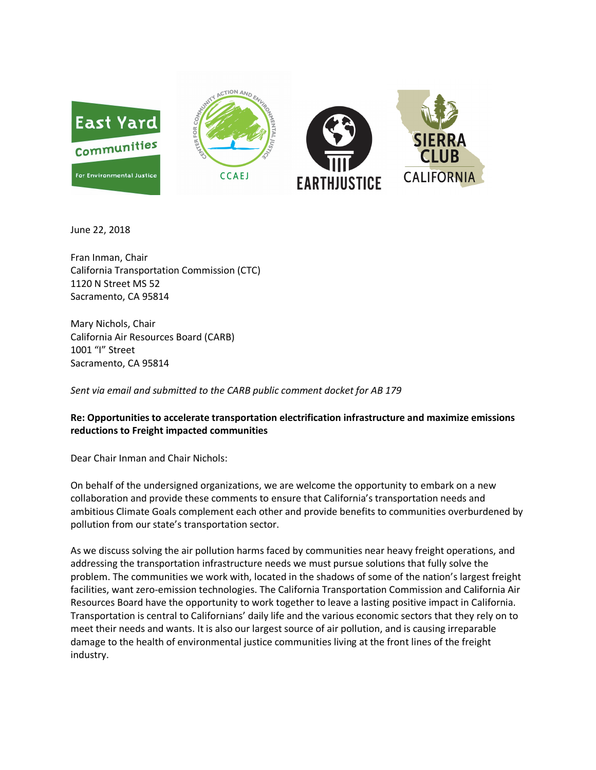June 22, 2018

Fran Inman, Chair
California Transportation Commission (CTC)
1120 N Street MS 52
Sacramento, CA 95814

Mary Nichols, Chair
California Air Resources Board (CARB)
1001 "I" Street
Sacramento, CA 95814

*Sent via email and submitted to the CARB public comment docket for AB 179*

**Re: Opportunities to accelerate transportation electrification infrastructure and maximize emissions reductions to Freight impacted communities**

Dear Chair Inman and Chair Nichols:

On behalf of the undersigned organizations, we are welcome the opportunity to embark on a new collaboration and provide these comments to ensure that California's transportation needs and ambitious Climate Goals complement each other and provide benefits to communities overburdened by pollution from our state's transportation sector.

As we discuss solving the air pollution harms faced by communities near heavy freight operations, and addressing the transportation infrastructure needs we must pursue solutions that fully solve the problem. The communities we work with, located in the shadows of some of the nation's largest freight facilities, want zero-emission technologies. The California Transportation Commission and California Air Resources Board have the opportunity to work together to leave a lasting positive impact in California. Transportation is central to Californians' daily life and the various economic sectors that they rely on to meet their needs and wants. It is also our largest source of air pollution, and is causing irreparable damage to the health of environmental justice communities living at the front lines of the freight industry.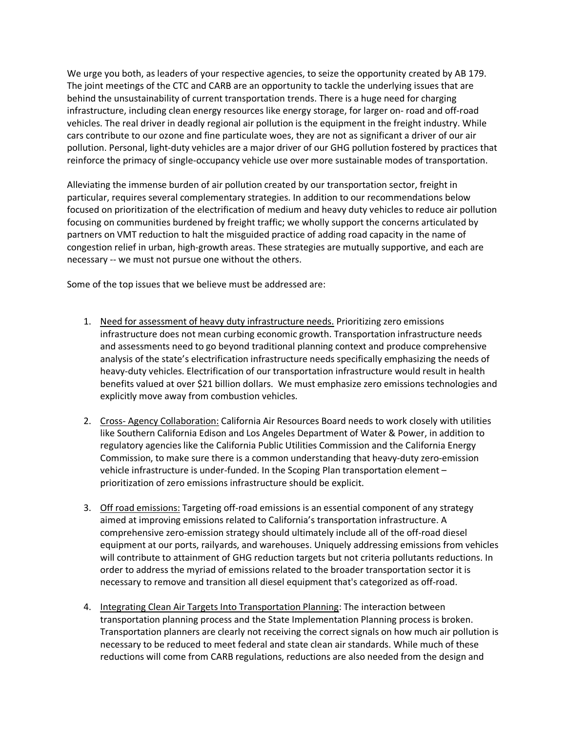We urge you both, as leaders of your respective agencies, to seize the opportunity created by AB 179. The joint meetings of the CTC and CARB are an opportunity to tackle the underlying issues that are behind the unsustainability of current transportation trends. There is a huge need for charging infrastructure, including clean energy resources like energy storage, for larger on- road and off-road vehicles. The real driver in deadly regional air pollution is the equipment in the freight industry. While cars contribute to our ozone and fine particulate woes, they are not as significant a driver of our air pollution. Personal, light-duty vehicles are a major driver of our GHG pollution fostered by practices that reinforce the primacy of single-occupancy vehicle use over more sustainable modes of transportation.

Alleviating the immense burden of air pollution created by our transportation sector, freight in particular, requires several complementary strategies. In addition to our recommendations below focused on prioritization of the electrification of medium and heavy duty vehicles to reduce air pollution focusing on communities burdened by freight traffic; we wholly support the concerns articulated by partners on VMT reduction to halt the misguided practice of adding road capacity in the name of congestion relief in urban, high-growth areas. These strategies are mutually supportive, and each are necessary -- we must not pursue one without the others.

Some of the top issues that we believe must be addressed are:

1. <u>Need for assessment of heavy duty infrastructure needs.</u> Prioritizing zero emissions infrastructure does not mean curbing economic growth. Transportation infrastructure needs and assessments need to go beyond traditional planning context and produce comprehensive analysis of the state's electrification infrastructure needs specifically emphasizing the needs of heavy-duty vehicles. Electrification of our transportation infrastructure would result in health benefits valued at over $21 billion dollars. We must emphasize zero emissions technologies and explicitly move away from combustion vehicles.

2. <u>Cross- Agency Collaboration:</u> California Air Resources Board needs to work closely with utilities like Southern California Edison and Los Angeles Department of Water & Power, in addition to regulatory agencies like the California Public Utilities Commission and the California Energy Commission, to make sure there is a common understanding that heavy-duty zero-emission vehicle infrastructure is under-funded. In the Scoping Plan transportation element – prioritization of zero emissions infrastructure should be explicit.

3. <u>Off road emissions:</u> Targeting off-road emissions is an essential component of any strategy aimed at improving emissions related to California's transportation infrastructure. A comprehensive zero-emission strategy should ultimately include all of the off-road diesel equipment at our ports, railyards, and warehouses. Uniquely addressing emissions from vehicles will contribute to attainment of GHG reduction targets but not criteria pollutants reductions. In order to address the myriad of emissions related to the broader transportation sector it is necessary to remove and transition all diesel equipment that's categorized as off-road.

4. <u>Integrating Clean Air Targets Into Transportation Planning</u>: The interaction between transportation planning process and the State Implementation Planning process is broken. Transportation planners are clearly not receiving the correct signals on how much air pollution is necessary to be reduced to meet federal and state clean air standards. While much of these reductions will come from CARB regulations, reductions are also needed from the design and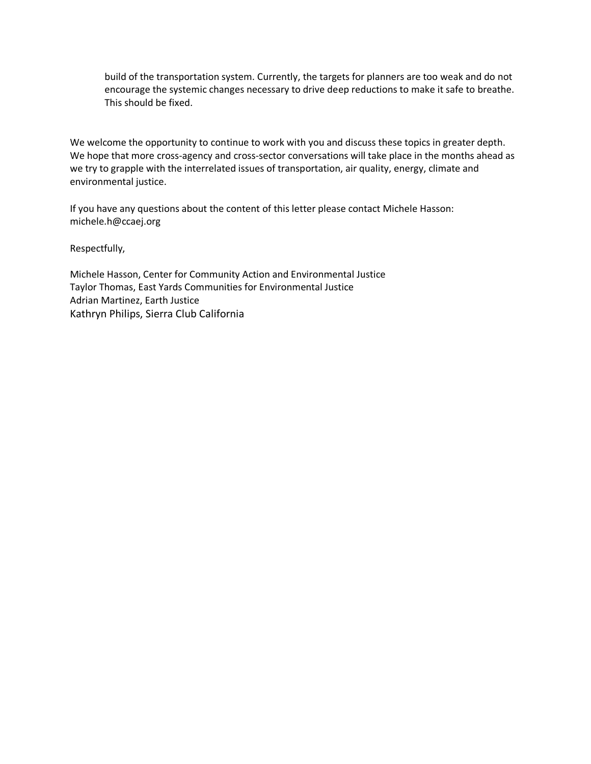build of the transportation system. Currently, the targets for planners are too weak and do not encourage the systemic changes necessary to drive deep reductions to make it safe to breathe. This should be fixed.

We welcome the opportunity to continue to work with you and discuss these topics in greater depth. We hope that more cross-agency and cross-sector conversations will take place in the months ahead as we try to grapple with the interrelated issues of transportation, air quality, energy, climate and environmental justice.

If you have any questions about the content of this letter please contact Michele Hasson: michele.h@ccaej.org

Respectfully,

Michele Hasson, Center for Community Action and Environmental Justice
Taylor Thomas, East Yards Communities for Environmental Justice
Adrian Martinez, Earth Justice
Kathryn Philips, Sierra Club California